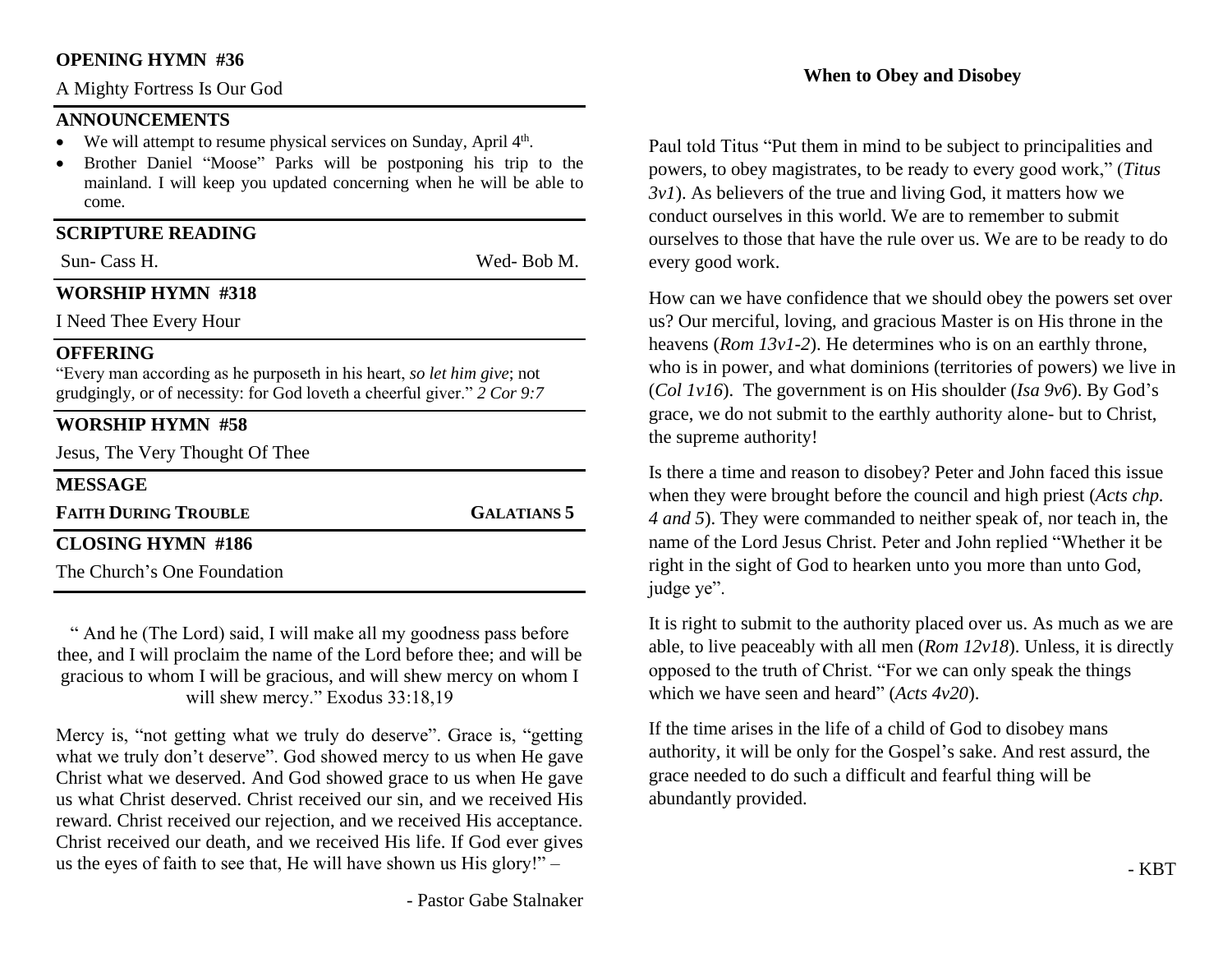## OPENING HYMN #36

A Mighty Fortress Is Our God

## ANNOUNCEMENTS

- We will attempt to resume physical services on Sunday, April 4th.
- Brother Daniel "Moose" Parks will be postponing his trip to the mainland. I will keep you updated concerning when he will be able to come.

## SCRIPTURE READING

Sun- Cass H. Wed- Bob M.

## WORSHIP HYMN #318

I Need Thee Every Hour

## OFFERING

"Every man according as he purposeth in his heart, *so let him give*; not grudgingly, or of necessity: for God loveth a cheerful giver." *2 Cor 9:7*

## WORSHIP HYMN #58

Jesus, The Very Thought Of Thee

## MESSAGE

**FAITH DURING TROUBLE** **GALATIANS 5**

## CLOSING HYMN #186

The Church's One Foundation

" And he (The Lord) said, I will make all my goodness pass before thee, and I will proclaim the name of the Lord before thee; and will be gracious to whom I will be gracious, and will shew mercy on whom I will shew mercy." Exodus 33:18,19

Mercy is, "not getting what we truly do deserve". Grace is, "getting what we truly don't deserve". God showed mercy to us when He gave Christ what we deserved. And God showed grace to us when He gave us what Christ deserved. Christ received our sin, and we received His reward. Christ received our rejection, and we received His acceptance. Christ received our death, and we received His life. If God ever gives us the eyes of faith to see that, He will have shown us His glory!" –

- Pastor Gabe Stalnaker

**When to Obey and Disobey**

Paul told Titus "Put them in mind to be subject to principalities and powers, to obey magistrates, to be ready to every good work," (*Titus 3v1*). As believers of the true and living God, it matters how we conduct ourselves in this world. We are to remember to submit ourselves to those that have the rule over us. We are to be ready to do every good work.

How can we have confidence that we should obey the powers set over us? Our merciful, loving, and gracious Master is on His throne in the heavens (*Rom 13v1-2*). He determines who is on an earthly throne, who is in power, and what dominions (territories of powers) we live in (*Col 1v16*). The government is on His shoulder (*Isa 9v6*). By God's grace, we do not submit to the earthly authority alone- but to Christ, the supreme authority!

Is there a time and reason to disobey? Peter and John faced this issue when they were brought before the council and high priest (*Acts chp. 4 and 5*). They were commanded to neither speak of, nor teach in, the name of the Lord Jesus Christ. Peter and John replied "Whether it be right in the sight of God to hearken unto you more than unto God, judge ye".

It is right to submit to the authority placed over us. As much as we are able, to live peaceably with all men (*Rom 12v18*). Unless, it is directly opposed to the truth of Christ. "For we can only speak the things which we have seen and heard" (*Acts 4v20*).

If the time arises in the life of a child of God to disobey mans authority, it will be only for the Gospel's sake. And rest assurd, the grace needed to do such a difficult and fearful thing will be abundantly provided.

- KBT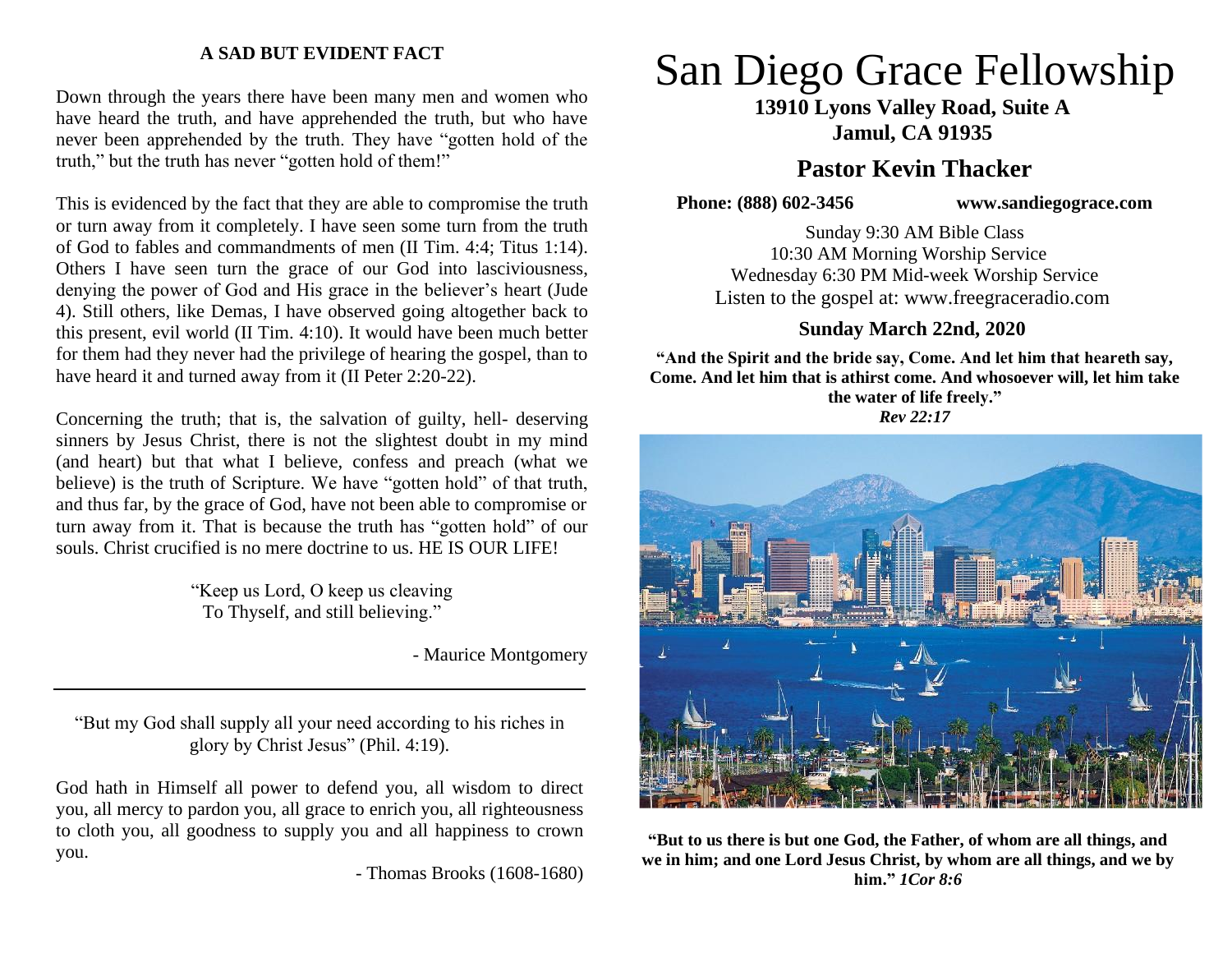## A SAD BUT EVIDENT FACT

Down through the years there have been many men and women who have heard the truth, and have apprehended the truth, but who have never been apprehended by the truth. They have "gotten hold of the truth," but the truth has never "gotten hold of them!"

This is evidenced by the fact that they are able to compromise the truth or turn away from it completely. I have seen some turn from the truth of God to fables and commandments of men (II Tim. 4:4; Titus 1:14). Others I have seen turn the grace of our God into lasciviousness, denying the power of God and His grace in the believer's heart (Jude 4). Still others, like Demas, I have observed going altogether back to this present, evil world (II Tim. 4:10). It would have been much better for them had they never had the privilege of hearing the gospel, than to have heard it and turned away from it (II Peter 2:20-22).

Concerning the truth; that is, the salvation of guilty, hell- deserving sinners by Jesus Christ, there is not the slightest doubt in my mind (and heart) but that what I believe, confess and preach (what we believe) is the truth of Scripture. We have "gotten hold" of that truth, and thus far, by the grace of God, have not been able to compromise or turn away from it. That is because the truth has "gotten hold" of our souls. Christ crucified is no mere doctrine to us. HE IS OUR LIFE!

"Keep us Lord, O keep us cleaving
To Thyself, and still believing."

\- Maurice Montgomery

---

"But my God shall supply all your need according to his riches in glory by Christ Jesus" (Phil. 4:19).

God hath in Himself all power to defend you, all wisdom to direct you, all mercy to pardon you, all grace to enrich you, all righteousness to cloth you, all goodness to supply you and all happiness to crown you.

\- Thomas Brooks (1608-1680)

# San Diego Grace Fellowship

**13910 Lyons Valley Road, Suite A**
**Jamul, CA 91935**

## Pastor Kevin Thacker

**Phone: (888) 602-3456** **www.sandiegograce.com**

Sunday 9:30 AM Bible Class
10:30 AM Morning Worship Service
Wednesday 6:30 PM Mid-week Worship Service
Listen to the gospel at: www.freegraceradio.com

### Sunday March 22nd, 2020

**"And the Spirit and the bride say, Come. And let him that heareth say, Come. And let him that is athirst come. And whosoever will, let him take the water of life freely."**
***Rev 22:17***

**"But to us there is but one God, the Father, of whom are all things, and we in him; and one Lord Jesus Christ, by whom are all things, and we by him."** ***1Cor 8:6***